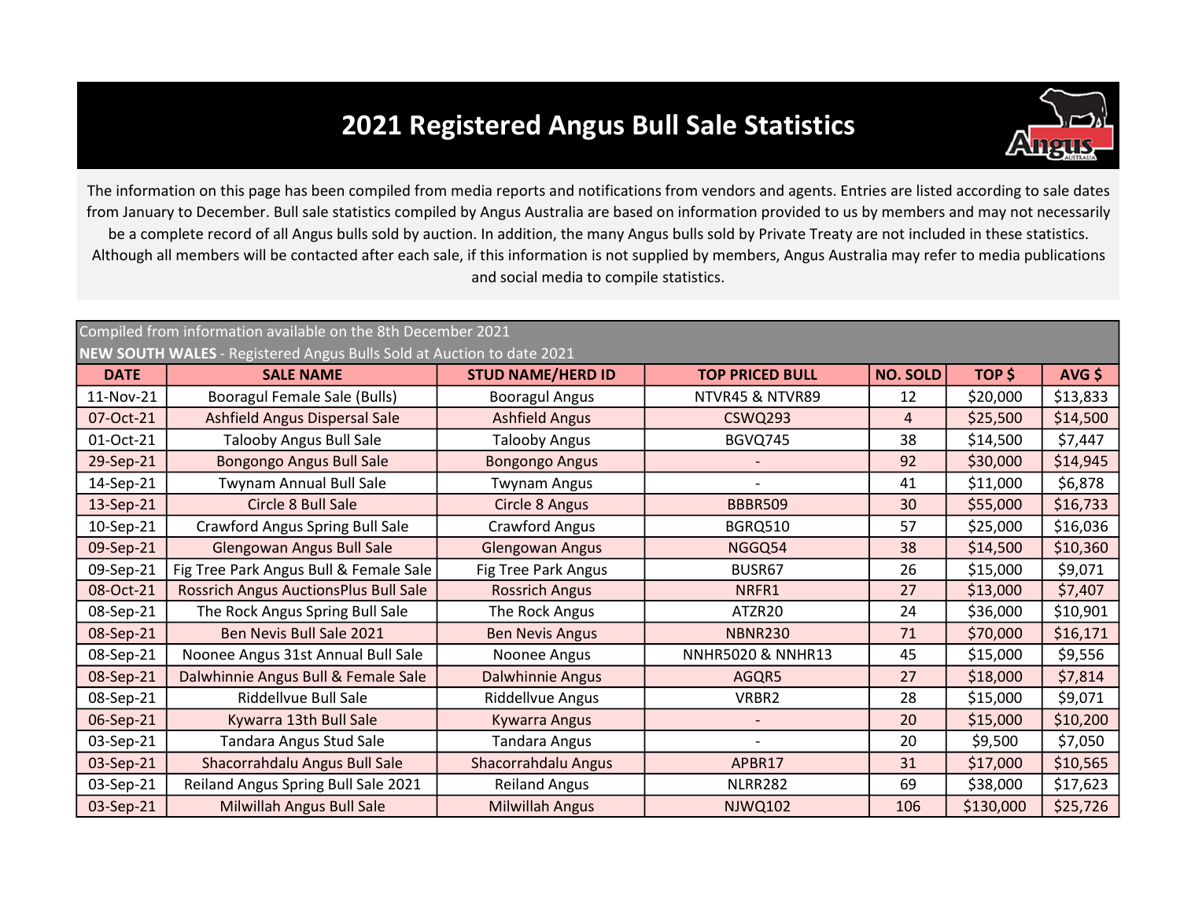# 2021 Registered Angus Bull Sale Statistics

The information on this page has been compiled from media reports and notifications from vendors and agents. Entries are listed according to sale dates from January to December. Bull sale statistics compiled by Angus Australia are based on information provided to us by members and may not necessarily be a complete record of all Angus bulls sold by auction. In addition, the many Angus bulls sold by Private Treaty are not included in these statistics. Although all members will be contacted after each sale, if this information is not supplied by members, Angus Australia may refer to media publications and social media to compile statistics.

Compiled from information available on the 8th December 2021

**NEW SOUTH WALES** - Registered Angus Bulls Sold at Auction to date 2021

| DATE | SALE NAME | STUD NAME/HERD ID | TOP PRICED BULL | NO. SOLD | TOP $ | AVG $ |
|---|---|---|---|---|---|---|
| 11-Nov-21 | Booragul Female Sale (Bulls) | Booragul Angus | NTVR45 & NTVR89 | 12 | $20,000 | $13,833 |
| 07-Oct-21 | Ashfield Angus Dispersal Sale | Ashfield Angus | CSWQ293 | 4 | $25,500 | $14,500 |
| 01-Oct-21 | Talooby Angus Bull Sale | Talooby Angus | BGVQ745 | 38 | $14,500 | $7,447 |
| 29-Sep-21 | Bongongo Angus Bull Sale | Bongongo Angus | - | 92 | $30,000 | $14,945 |
| 14-Sep-21 | Twynam Annual Bull Sale | Twynam Angus | - | 41 | $11,000 | $6,878 |
| 13-Sep-21 | Circle 8 Bull Sale | Circle 8 Angus | BBBR509 | 30 | $55,000 | $16,733 |
| 10-Sep-21 | Crawford Angus Spring Bull Sale | Crawford Angus | BGRQ510 | 57 | $25,000 | $16,036 |
| 09-Sep-21 | Glengowan Angus Bull Sale | Glengowan Angus | NGGQ54 | 38 | $14,500 | $10,360 |
| 09-Sep-21 | Fig Tree Park Angus Bull & Female Sale | Fig Tree Park Angus | BUSR67 | 26 | $15,000 | $9,071 |
| 08-Oct-21 | Rossrich Angus AuctionsPlus Bull Sale | Rossrich Angus | NRFR1 | 27 | $13,000 | $7,407 |
| 08-Sep-21 | The Rock Angus Spring Bull Sale | The Rock Angus | ATZR20 | 24 | $36,000 | $10,901 |
| 08-Sep-21 | Ben Nevis Bull Sale 2021 | Ben Nevis Angus | NBNR230 | 71 | $70,000 | $16,171 |
| 08-Sep-21 | Noonee Angus 31st Annual Bull Sale | Noonee Angus | NNHR5020 & NNHR13 | 45 | $15,000 | $9,556 |
| 08-Sep-21 | Dalwhinnie Angus Bull & Female Sale | Dalwhinnie Angus | AGQR5 | 27 | $18,000 | $7,814 |
| 08-Sep-21 | Riddellvue Bull Sale | Riddellvue Angus | VRBR2 | 28 | $15,000 | $9,071 |
| 06-Sep-21 | Kywarra 13th Bull Sale | Kywarra Angus | - | 20 | $15,000 | $10,200 |
| 03-Sep-21 | Tandara Angus Stud Sale | Tandara Angus | - | 20 | $9,500 | $7,050 |
| 03-Sep-21 | Shacorrahdalu Angus Bull Sale | Shacorrahdalu Angus | APBR17 | 31 | $17,000 | $10,565 |
| 03-Sep-21 | Reiland Angus Spring Bull Sale 2021 | Reiland Angus | NLRR282 | 69 | $38,000 | $17,623 |
| 03-Sep-21 | Milwillah Angus Bull Sale | Milwillah Angus | NJWQ102 | 106 | $130,000 | $25,726 |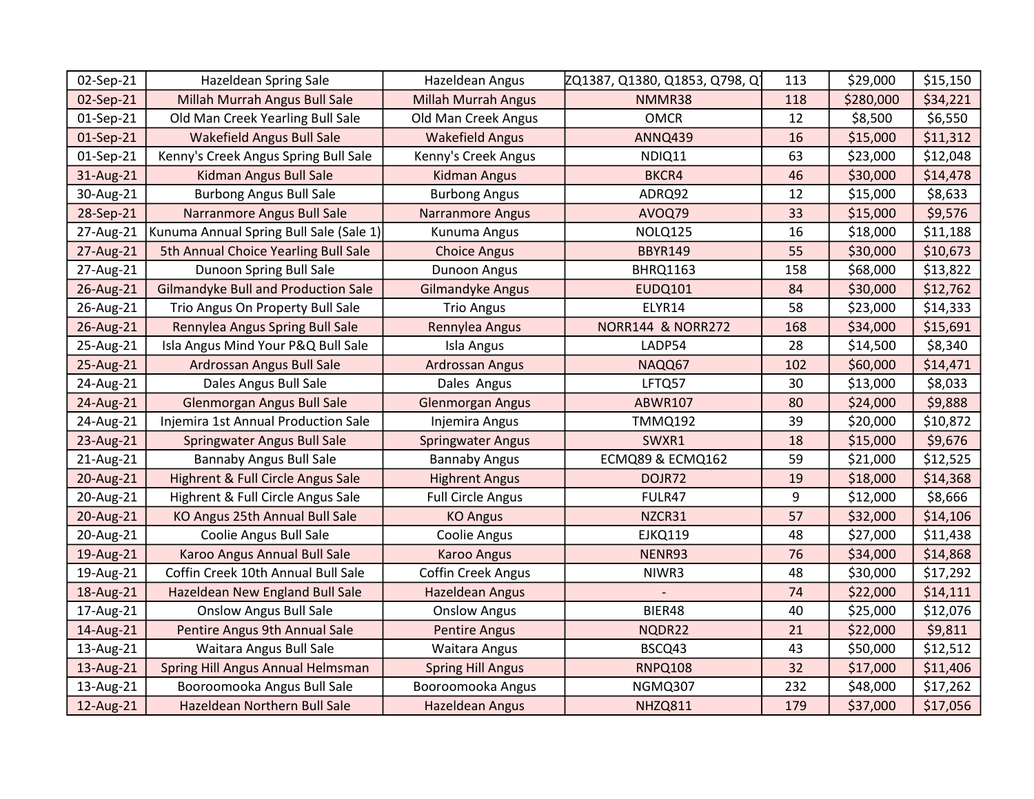| | | | | | | |
|---|---|---|---|---|---|---|
| 02-Sep-21 | Hazeldean Spring Sale | Hazeldean Angus | ZQ1387, Q1380, Q1853, Q798, Q | 113 | $29,000 | $15,150 |
| 02-Sep-21 | Millah Murrah Angus Bull Sale | Millah Murrah Angus | NMMR38 | 118 | $280,000 | $34,221 |
| 01-Sep-21 | Old Man Creek Yearling Bull Sale | Old Man Creek Angus | OMCR | 12 | $8,500 | $6,550 |
| 01-Sep-21 | Wakefield Angus Bull Sale | Wakefield Angus | ANNQ439 | 16 | $15,000 | $11,312 |
| 01-Sep-21 | Kenny's Creek Angus Spring Bull Sale | Kenny's Creek Angus | NDIQ11 | 63 | $23,000 | $12,048 |
| 31-Aug-21 | Kidman Angus Bull Sale | Kidman Angus | BKCR4 | 46 | $30,000 | $14,478 |
| 30-Aug-21 | Burbong Angus Bull Sale | Burbong Angus | ADRQ92 | 12 | $15,000 | $8,633 |
| 28-Sep-21 | Narranmore Angus Bull Sale | Narranmore Angus | AVOQ79 | 33 | $15,000 | $9,576 |
| 27-Aug-21 | Kunuma Annual Spring Bull Sale (Sale 1) | Kunuma Angus | NOLQ125 | 16 | $18,000 | $11,188 |
| 27-Aug-21 | 5th Annual Choice Yearling Bull Sale | Choice Angus | BBYR149 | 55 | $30,000 | $10,673 |
| 27-Aug-21 | Dunoon Spring Bull Sale | Dunoon Angus | BHRQ1163 | 158 | $68,000 | $13,822 |
| 26-Aug-21 | Gilmandyke Bull and Production Sale | Gilmandyke Angus | EUDQ101 | 84 | $30,000 | $12,762 |
| 26-Aug-21 | Trio Angus On Property Bull Sale | Trio Angus | ELYR14 | 58 | $23,000 | $14,333 |
| 26-Aug-21 | Rennylea Angus Spring Bull Sale | Rennylea Angus | NORR144 & NORR272 | 168 | $34,000 | $15,691 |
| 25-Aug-21 | Isla Angus Mind Your P&Q Bull Sale | Isla Angus | LADP54 | 28 | $14,500 | $8,340 |
| 25-Aug-21 | Ardrossan Angus Bull Sale | Ardrossan Angus | NAQQ67 | 102 | $60,000 | $14,471 |
| 24-Aug-21 | Dales Angus Bull Sale | Dales Angus | LFTQ57 | 30 | $13,000 | $8,033 |
| 24-Aug-21 | Glenmorgan Angus Bull Sale | Glenmorgan Angus | ABWR107 | 80 | $24,000 | $9,888 |
| 24-Aug-21 | Injemira 1st Annual Production Sale | Injemira Angus | TMMQ192 | 39 | $20,000 | $10,872 |
| 23-Aug-21 | Springwater Angus Bull Sale | Springwater Angus | SWXR1 | 18 | $15,000 | $9,676 |
| 21-Aug-21 | Bannaby Angus Bull Sale | Bannaby Angus | ECMQ89 & ECMQ162 | 59 | $21,000 | $12,525 |
| 20-Aug-21 | Highrent & Full Circle Angus Sale | Highrent Angus | DOJR72 | 19 | $18,000 | $14,368 |
| 20-Aug-21 | Highrent & Full Circle Angus Sale | Full Circle Angus | FULR47 | 9 | $12,000 | $8,666 |
| 20-Aug-21 | KO Angus 25th Annual Bull Sale | KO Angus | NZCR31 | 57 | $32,000 | $14,106 |
| 20-Aug-21 | Coolie Angus Bull Sale | Coolie Angus | EJKQ119 | 48 | $27,000 | $11,438 |
| 19-Aug-21 | Karoo Angus Annual Bull Sale | Karoo Angus | NENR93 | 76 | $34,000 | $14,868 |
| 19-Aug-21 | Coffin Creek 10th Annual Bull Sale | Coffin Creek Angus | NIWR3 | 48 | $30,000 | $17,292 |
| 18-Aug-21 | Hazeldean New England Bull Sale | Hazeldean Angus | - | 74 | $22,000 | $14,111 |
| 17-Aug-21 | Onslow Angus Bull Sale | Onslow Angus | BIER48 | 40 | $25,000 | $12,076 |
| 14-Aug-21 | Pentire Angus 9th Annual Sale | Pentire Angus | NQDR22 | 21 | $22,000 | $9,811 |
| 13-Aug-21 | Waitara Angus Bull Sale | Waitara Angus | BSCQ43 | 43 | $50,000 | $12,512 |
| 13-Aug-21 | Spring Hill Angus Annual Helmsman | Spring Hill Angus | RNPQ108 | 32 | $17,000 | $11,406 |
| 13-Aug-21 | Booroomooka Angus Bull Sale | Booroomooka Angus | NGMQ307 | 232 | $48,000 | $17,262 |
| 12-Aug-21 | Hazeldean Northern Bull Sale | Hazeldean Angus | NHZQ811 | 179 | $37,000 | $17,056 |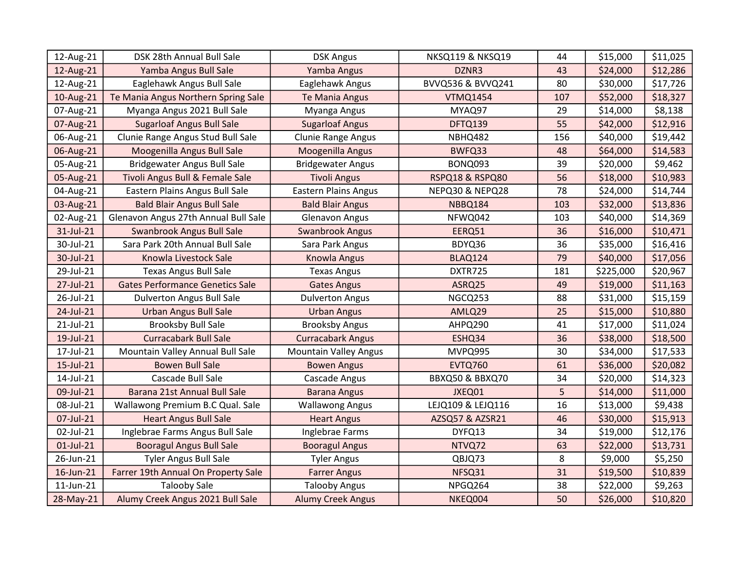| 12-Aug-21 | DSK 28th Annual Bull Sale | DSK Angus | NKSQ119 & NKSQ19 | 44 | $15,000 | $11,025 |
|---|---|---|---|---|---|---|
| 12-Aug-21 | Yamba Angus Bull Sale | Yamba Angus | DZNR3 | 43 | $24,000 | $12,286 |
| 12-Aug-21 | Eaglehawk Angus Bull Sale | Eaglehawk Angus | BVVQ536 & BVVQ241 | 80 | $30,000 | $17,726 |
| 10-Aug-21 | Te Mania Angus Northern Spring Sale | Te Mania Angus | VTMQ1454 | 107 | $52,000 | $18,327 |
| 07-Aug-21 | Myanga Angus 2021 Bull Sale | Myanga Angus | MYAQ97 | 29 | $14,000 | $8,138 |
| 07-Aug-21 | Sugarloaf Angus Bull Sale | Sugarloaf Angus | DFTQ139 | 55 | $42,000 | $12,916 |
| 06-Aug-21 | Clunie Range Angus Stud Bull Sale | Clunie Range Angus | NBHQ482 | 156 | $40,000 | $19,442 |
| 06-Aug-21 | Moogenilla Angus Bull Sale | Moogenilla Angus | BWFQ33 | 48 | $64,000 | $14,583 |
| 05-Aug-21 | Bridgewater Angus Bull Sale | Bridgewater Angus | BONQ093 | 39 | $20,000 | $9,462 |
| 05-Aug-21 | Tivoli Angus Bull & Female Sale | Tivoli Angus | RSPQ18 & RSPQ80 | 56 | $18,000 | $10,983 |
| 04-Aug-21 | Eastern Plains Angus Bull Sale | Eastern Plains Angus | NEPQ30 & NEPQ28 | 78 | $24,000 | $14,744 |
| 03-Aug-21 | Bald Blair Angus Bull Sale | Bald Blair Angus | NBBQ184 | 103 | $32,000 | $13,836 |
| 02-Aug-21 | Glenavon Angus 27th Annual Bull Sale | Glenavon Angus | NFWQ042 | 103 | $40,000 | $14,369 |
| 31-Jul-21 | Swanbrook Angus Bull Sale | Swanbrook Angus | EERQ51 | 36 | $16,000 | $10,471 |
| 30-Jul-21 | Sara Park 20th Annual Bull Sale | Sara Park Angus | BDYQ36 | 36 | $35,000 | $16,416 |
| 30-Jul-21 | Knowla Livestock Sale | Knowla Angus | BLAQ124 | 79 | $40,000 | $17,056 |
| 29-Jul-21 | Texas Angus Bull Sale | Texas Angus | DXTR725 | 181 | $225,000 | $20,967 |
| 27-Jul-21 | Gates Performance Genetics Sale | Gates Angus | ASRQ25 | 49 | $19,000 | $11,163 |
| 26-Jul-21 | Dulverton Angus Bull Sale | Dulverton Angus | NGCQ253 | 88 | $31,000 | $15,159 |
| 24-Jul-21 | Urban Angus Bull Sale | Urban Angus | AMLQ29 | 25 | $15,000 | $10,880 |
| 21-Jul-21 | Brooksby Bull Sale | Brooksby Angus | AHPQ290 | 41 | $17,000 | $11,024 |
| 19-Jul-21 | Curracabark Bull Sale | Curracabark Angus | ESHQ34 | 36 | $38,000 | $18,500 |
| 17-Jul-21 | Mountain Valley Annual Bull Sale | Mountain Valley Angus | MVPQ995 | 30 | $34,000 | $17,533 |
| 15-Jul-21 | Bowen Bull Sale | Bowen Angus | EVTQ760 | 61 | $36,000 | $20,082 |
| 14-Jul-21 | Cascade Bull Sale | Cascade Angus | BBXQ50 & BBXQ70 | 34 | $20,000 | $14,323 |
| 09-Jul-21 | Barana 21st Annual Bull Sale | Barana Angus | JXEQ01 | 5 | $14,000 | $11,000 |
| 08-Jul-21 | Wallawong Premium B.C Qual. Sale | Wallawong Angus | LEJQ109 & LEJQ116 | 16 | $13,000 | $9,438 |
| 07-Jul-21 | Heart Angus Bull Sale | Heart Angus | AZSQ57 & AZSR21 | 46 | $30,000 | $15,913 |
| 02-Jul-21 | Inglebrae Farms Angus Bull Sale | Inglebrae Farms | DYFQ13 | 34 | $19,000 | $12,176 |
| 01-Jul-21 | Booragul Angus Bull Sale | Booragul Angus | NTVQ72 | 63 | $22,000 | $13,731 |
| 26-Jun-21 | Tyler Angus Bull Sale | Tyler Angus | QBJQ73 | 8 | $9,000 | $5,250 |
| 16-Jun-21 | Farrer 19th Annual On Property Sale | Farrer Angus | NFSQ31 | 31 | $19,500 | $10,839 |
| 11-Jun-21 | Talooby Sale | Talooby Angus | NPGQ264 | 38 | $22,000 | $9,263 |
| 28-May-21 | Alumy Creek Angus 2021 Bull Sale | Alumy Creek Angus | NKEQ004 | 50 | $26,000 | $10,820 |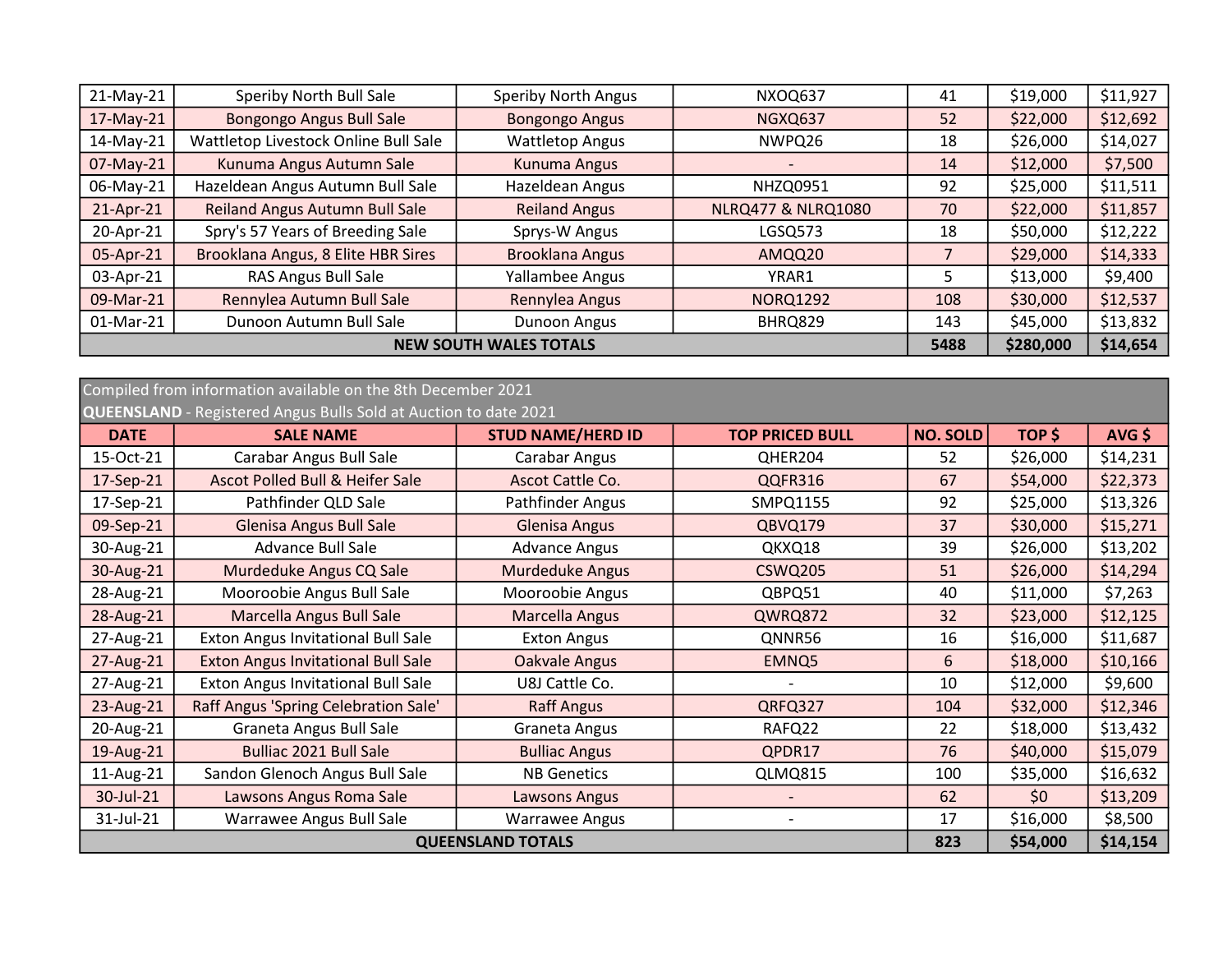| | | | | | | |
|---|---|---|---|---|---|---|
| 21-May-21 | Speriby North Bull Sale | Speriby North Angus | NXOQ637 | 41 | $19,000 | $11,927 |
| 17-May-21 | Bongongo Angus Bull Sale | Bongongo Angus | NGXQ637 | 52 | $22,000 | $12,692 |
| 14-May-21 | Wattletop Livestock Online Bull Sale | Wattletop Angus | NWPQ26 | 18 | $26,000 | $14,027 |
| 07-May-21 | Kunuma Angus Autumn Sale | Kunuma Angus | - | 14 | $12,000 | $7,500 |
| 06-May-21 | Hazeldean Angus Autumn Bull Sale | Hazeldean Angus | NHZQ0951 | 92 | $25,000 | $11,511 |
| 21-Apr-21 | Reiland Angus Autumn Bull Sale | Reiland Angus | NLRQ477 & NLRQ1080 | 70 | $22,000 | $11,857 |
| 20-Apr-21 | Spry's 57 Years of Breeding Sale | Sprys-W Angus | LGSQ573 | 18 | $50,000 | $12,222 |
| 05-Apr-21 | Brooklana Angus, 8 Elite HBR Sires | Brooklana Angus | AMQQ20 | 7 | $29,000 | $14,333 |
| 03-Apr-21 | RAS Angus Bull Sale | Yallambee Angus | YRAR1 | 5 | $13,000 | $9,400 |
| 09-Mar-21 | Rennylea Autumn Bull Sale | Rennylea Angus | NORQ1292 | 108 | $30,000 | $12,537 |
| 01-Mar-21 | Dunoon Autumn Bull Sale | Dunoon Angus | BHRQ829 | 143 | $45,000 | $13,832 |
| **NEW SOUTH WALES TOTALS** | | | | **5488** | **$280,000** | **$14,654** |

Compiled from information available on the 8th December 2021

**QUEENSLAND** - Registered Angus Bulls Sold at Auction to date 2021

| DATE | SALE NAME | STUD NAME/HERD ID | TOP PRICED BULL | NO. SOLD | TOP $ | AVG $ |
|---|---|---|---|---|---|---|
| 15-Oct-21 | Carabar Angus Bull Sale | Carabar Angus | QHER204 | 52 | $26,000 | $14,231 |
| 17-Sep-21 | Ascot Polled Bull & Heifer Sale | Ascot Cattle Co. | QQFR316 | 67 | $54,000 | $22,373 |
| 17-Sep-21 | Pathfinder QLD Sale | Pathfinder Angus | SMPQ1155 | 92 | $25,000 | $13,326 |
| 09-Sep-21 | Glenisa Angus Bull Sale | Glenisa Angus | QBVQ179 | 37 | $30,000 | $15,271 |
| 30-Aug-21 | Advance Bull Sale | Advance Angus | QKXQ18 | 39 | $26,000 | $13,202 |
| 30-Aug-21 | Murdeduke Angus CQ Sale | Murdeduke Angus | CSWQ205 | 51 | $26,000 | $14,294 |
| 28-Aug-21 | Mooroobie Angus Bull Sale | Mooroobie Angus | QBPQ51 | 40 | $11,000 | $7,263 |
| 28-Aug-21 | Marcella Angus Bull Sale | Marcella Angus | QWRQ872 | 32 | $23,000 | $12,125 |
| 27-Aug-21 | Exton Angus Invitational Bull Sale | Exton Angus | QNNR56 | 16 | $16,000 | $11,687 |
| 27-Aug-21 | Exton Angus Invitational Bull Sale | Oakvale Angus | EMNQ5 | 6 | $18,000 | $10,166 |
| 27-Aug-21 | Exton Angus Invitational Bull Sale | U8J Cattle Co. | - | 10 | $12,000 | $9,600 |
| 23-Aug-21 | Raff Angus 'Spring Celebration Sale' | Raff Angus | QRFQ327 | 104 | $32,000 | $12,346 |
| 20-Aug-21 | Graneta Angus Bull Sale | Graneta Angus | RAFQ22 | 22 | $18,000 | $13,432 |
| 19-Aug-21 | Bulliac 2021 Bull Sale | Bulliac Angus | QPDR17 | 76 | $40,000 | $15,079 |
| 11-Aug-21 | Sandon Glenoch Angus Bull Sale | NB Genetics | QLMQ815 | 100 | $35,000 | $16,632 |
| 30-Jul-21 | Lawsons Angus Roma Sale | Lawsons Angus | - | 62 | $0 | $13,209 |
| 31-Jul-21 | Warrawee Angus Bull Sale | Warrawee Angus | - | 17 | $16,000 | $8,500 |
| **QUEENSLAND TOTALS** | | | | **823** | **$54,000** | **$14,154** |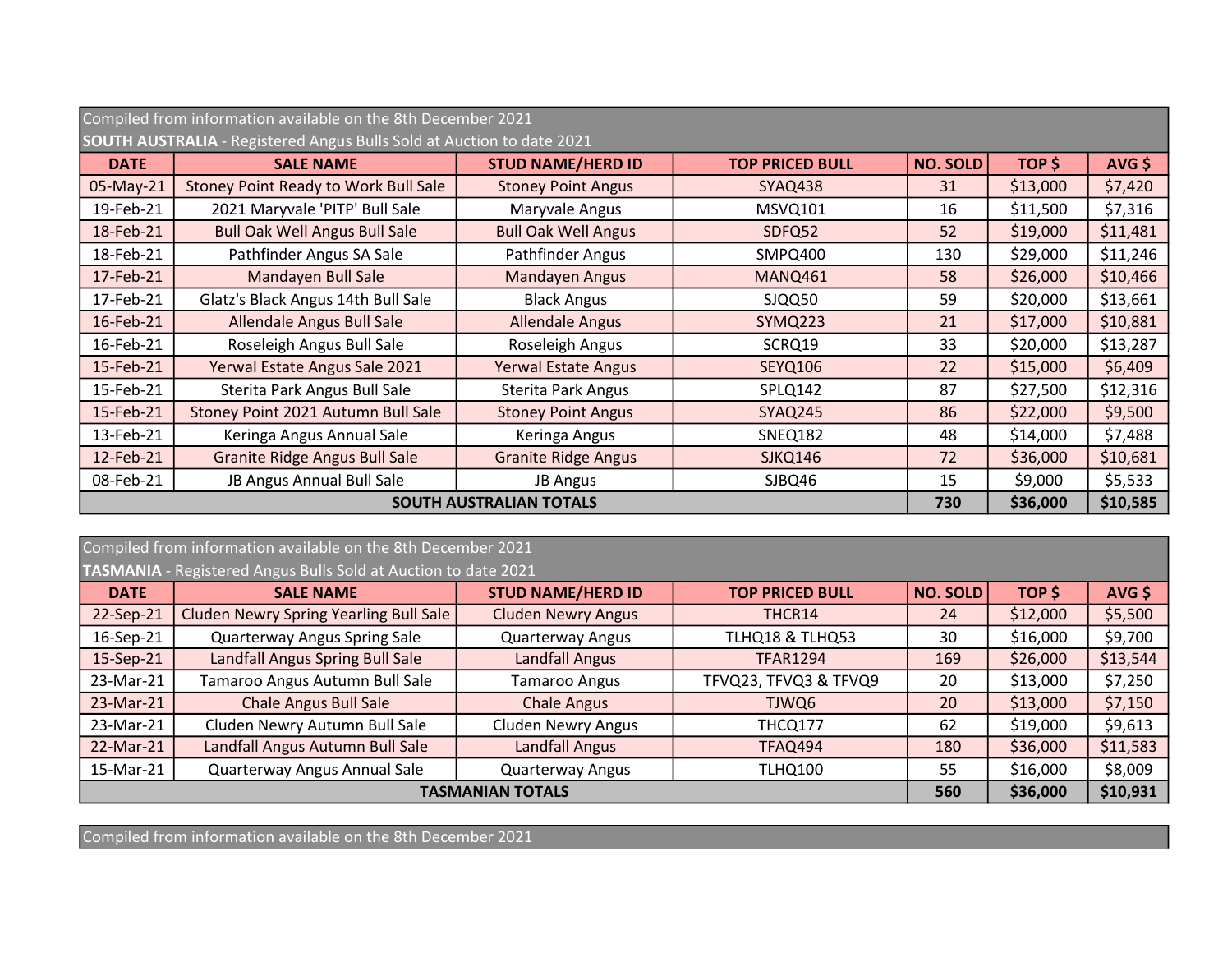Compiled from information available on the 8th December 2021

**SOUTH AUSTRALIA** - Registered Angus Bulls Sold at Auction to date 2021

| DATE | SALE NAME | STUD NAME/HERD ID | TOP PRICED BULL | NO. SOLD | TOP $ | AVG $ |
|---|---|---|---|---|---|---|
| 05-May-21 | Stoney Point Ready to Work Bull Sale | Stoney Point Angus | SYAQ438 | 31 | $13,000 | $7,420 |
| 19-Feb-21 | 2021 Maryvale 'PITP' Bull Sale | Maryvale Angus | MSVQ101 | 16 | $11,500 | $7,316 |
| 18-Feb-21 | Bull Oak Well Angus Bull Sale | Bull Oak Well Angus | SDFQ52 | 52 | $19,000 | $11,481 |
| 18-Feb-21 | Pathfinder Angus SA Sale | Pathfinder Angus | SMPQ400 | 130 | $29,000 | $11,246 |
| 17-Feb-21 | Mandayen Bull Sale | Mandayen Angus | MANQ461 | 58 | $26,000 | $10,466 |
| 17-Feb-21 | Glatz's Black Angus 14th Bull Sale | Black Angus | SJQQ50 | 59 | $20,000 | $13,661 |
| 16-Feb-21 | Allendale Angus Bull Sale | Allendale Angus | SYMQ223 | 21 | $17,000 | $10,881 |
| 16-Feb-21 | Roseleigh Angus Bull Sale | Roseleigh Angus | SCRQ19 | 33 | $20,000 | $13,287 |
| 15-Feb-21 | Yerwal Estate Angus Sale 2021 | Yerwal Estate Angus | SEYQ106 | 22 | $15,000 | $6,409 |
| 15-Feb-21 | Sterita Park Angus Bull Sale | Sterita Park Angus | SPLQ142 | 87 | $27,500 | $12,316 |
| 15-Feb-21 | Stoney Point 2021 Autumn Bull Sale | Stoney Point Angus | SYAQ245 | 86 | $22,000 | $9,500 |
| 13-Feb-21 | Keringa Angus Annual Sale | Keringa Angus | SNEQ182 | 48 | $14,000 | $7,488 |
| 12-Feb-21 | Granite Ridge Angus Bull Sale | Granite Ridge Angus | SJKQ146 | 72 | $36,000 | $10,681 |
| 08-Feb-21 | JB Angus Annual Bull Sale | JB Angus | SJBQ46 | 15 | $9,000 | $5,533 |
| **SOUTH AUSTRALIAN TOTALS** | | | | **730** | **$36,000** | **$10,585** |

Compiled from information available on the 8th December 2021

**TASMANIA** - Registered Angus Bulls Sold at Auction to date 2021

| DATE | SALE NAME | STUD NAME/HERD ID | TOP PRICED BULL | NO. SOLD | TOP $ | AVG $ |
|---|---|---|---|---|---|---|
| 22-Sep-21 | Cluden Newry Spring Yearling Bull Sale | Cluden Newry Angus | THCR14 | 24 | $12,000 | $5,500 |
| 16-Sep-21 | Quarterway Angus Spring Sale | Quarterway Angus | TLHQ18 & TLHQ53 | 30 | $16,000 | $9,700 |
| 15-Sep-21 | Landfall Angus Spring Bull Sale | Landfall Angus | TFAR1294 | 169 | $26,000 | $13,544 |
| 23-Mar-21 | Tamaroo Angus Autumn Bull Sale | Tamaroo Angus | TFVQ23, TFVQ3 & TFVQ9 | 20 | $13,000 | $7,250 |
| 23-Mar-21 | Chale Angus Bull Sale | Chale Angus | TJWQ6 | 20 | $13,000 | $7,150 |
| 23-Mar-21 | Cluden Newry Autumn Bull Sale | Cluden Newry Angus | THCQ177 | 62 | $19,000 | $9,613 |
| 22-Mar-21 | Landfall Angus Autumn Bull Sale | Landfall Angus | TFAQ494 | 180 | $36,000 | $11,583 |
| 15-Mar-21 | Quarterway Angus Annual Sale | Quarterway Angus | TLHQ100 | 55 | $16,000 | $8,009 |
| **TASMANIAN TOTALS** | | | | **560** | **$36,000** | **$10,931** |

Compiled from information available on the 8th December 2021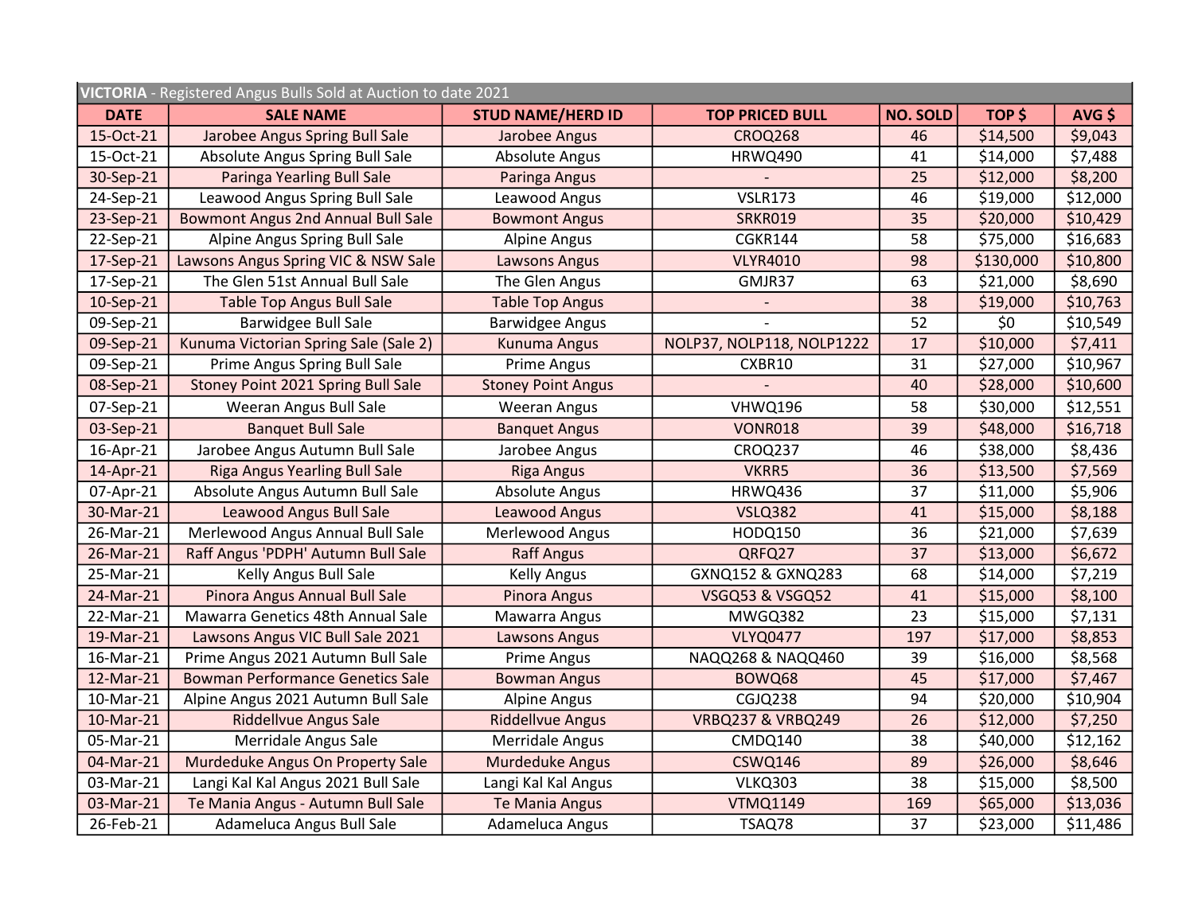| **VICTORIA** - Registered Angus Bulls Sold at Auction to date 2021 | | | | | | |
|---|---|---|---|---|---|---|
| **DATE** | **SALE NAME** | **STUD NAME/HERD ID** | **TOP PRICED BULL** | **NO. SOLD** | **TOP $** | **AVG $** |
| 15-Oct-21 | Jarobee Angus Spring Bull Sale | Jarobee Angus | CROQ268 | 46 | $14,500 | $9,043 |
| 15-Oct-21 | Absolute Angus Spring Bull Sale | Absolute Angus | HRWQ490 | 41 | $14,000 | $7,488 |
| 30-Sep-21 | Paringa Yearling Bull Sale | Paringa Angus | - | 25 | $12,000 | $8,200 |
| 24-Sep-21 | Leawood Angus Spring Bull Sale | Leawood Angus | VSLR173 | 46 | $19,000 | $12,000 |
| 23-Sep-21 | Bowmont Angus 2nd Annual Bull Sale | Bowmont Angus | SRKR019 | 35 | $20,000 | $10,429 |
| 22-Sep-21 | Alpine Angus Spring Bull Sale | Alpine Angus | CGKR144 | 58 | $75,000 | $16,683 |
| 17-Sep-21 | Lawsons Angus Spring VIC & NSW Sale | Lawsons Angus | VLYR4010 | 98 | $130,000 | $10,800 |
| 17-Sep-21 | The Glen 51st Annual Bull Sale | The Glen Angus | GMJR37 | 63 | $21,000 | $8,690 |
| 10-Sep-21 | Table Top Angus Bull Sale | Table Top Angus | - | 38 | $19,000 | $10,763 |
| 09-Sep-21 | Barwidgee Bull Sale | Barwidgee Angus | - | 52 | $0 | $10,549 |
| 09-Sep-21 | Kunuma Victorian Spring Sale (Sale 2) | Kunuma Angus | NOLP37, NOLP118, NOLP1222 | 17 | $10,000 | $7,411 |
| 09-Sep-21 | Prime Angus Spring Bull Sale | Prime Angus | CXBR10 | 31 | $27,000 | $10,967 |
| 08-Sep-21 | Stoney Point 2021 Spring Bull Sale | Stoney Point Angus | - | 40 | $28,000 | $10,600 |
| 07-Sep-21 | Weeran Angus Bull Sale | Weeran Angus | VHWQ196 | 58 | $30,000 | $12,551 |
| 03-Sep-21 | Banquet Bull Sale | Banquet Angus | VONR018 | 39 | $48,000 | $16,718 |
| 16-Apr-21 | Jarobee Angus Autumn Bull Sale | Jarobee Angus | CROQ237 | 46 | $38,000 | $8,436 |
| 14-Apr-21 | Riga Angus Yearling Bull Sale | Riga Angus | VKRR5 | 36 | $13,500 | $7,569 |
| 07-Apr-21 | Absolute Angus Autumn Bull Sale | Absolute Angus | HRWQ436 | 37 | $11,000 | $5,906 |
| 30-Mar-21 | Leawood Angus Bull Sale | Leawood Angus | VSLQ382 | 41 | $15,000 | $8,188 |
| 26-Mar-21 | Merlewood Angus Annual Bull Sale | Merlewood Angus | HODQ150 | 36 | $21,000 | $7,639 |
| 26-Mar-21 | Raff Angus 'PDPH' Autumn Bull Sale | Raff Angus | QRFQ27 | 37 | $13,000 | $6,672 |
| 25-Mar-21 | Kelly Angus Bull Sale | Kelly Angus | GXNQ152 & GXNQ283 | 68 | $14,000 | $7,219 |
| 24-Mar-21 | Pinora Angus Annual Bull Sale | Pinora Angus | VSGQ53 & VSGQ52 | 41 | $15,000 | $8,100 |
| 22-Mar-21 | Mawarra Genetics 48th Annual Sale | Mawarra Angus | MWGQ382 | 23 | $15,000 | $7,131 |
| 19-Mar-21 | Lawsons Angus VIC Bull Sale 2021 | Lawsons Angus | VLYQ0477 | 197 | $17,000 | $8,853 |
| 16-Mar-21 | Prime Angus 2021 Autumn Bull Sale | Prime Angus | NAQQ268 & NAQQ460 | 39 | $16,000 | $8,568 |
| 12-Mar-21 | Bowman Performance Genetics Sale | Bowman Angus | BOWQ68 | 45 | $17,000 | $7,467 |
| 10-Mar-21 | Alpine Angus 2021 Autumn Bull Sale | Alpine Angus | CGJQ238 | 94 | $20,000 | $10,904 |
| 10-Mar-21 | Riddellvue Angus Sale | Riddellvue Angus | VRBQ237 & VRBQ249 | 26 | $12,000 | $7,250 |
| 05-Mar-21 | Merridale Angus Sale | Merridale Angus | CMDQ140 | 38 | $40,000 | $12,162 |
| 04-Mar-21 | Murdeduke Angus On Property Sale | Murdeduke Angus | CSWQ146 | 89 | $26,000 | $8,646 |
| 03-Mar-21 | Langi Kal Kal Angus 2021 Bull Sale | Langi Kal Kal Angus | VLKQ303 | 38 | $15,000 | $8,500 |
| 03-Mar-21 | Te Mania Angus - Autumn Bull Sale | Te Mania Angus | VTMQ1149 | 169 | $65,000 | $13,036 |
| 26-Feb-21 | Adameluca Angus Bull Sale | Adameluca Angus | TSAQ78 | 37 | $23,000 | $11,486 |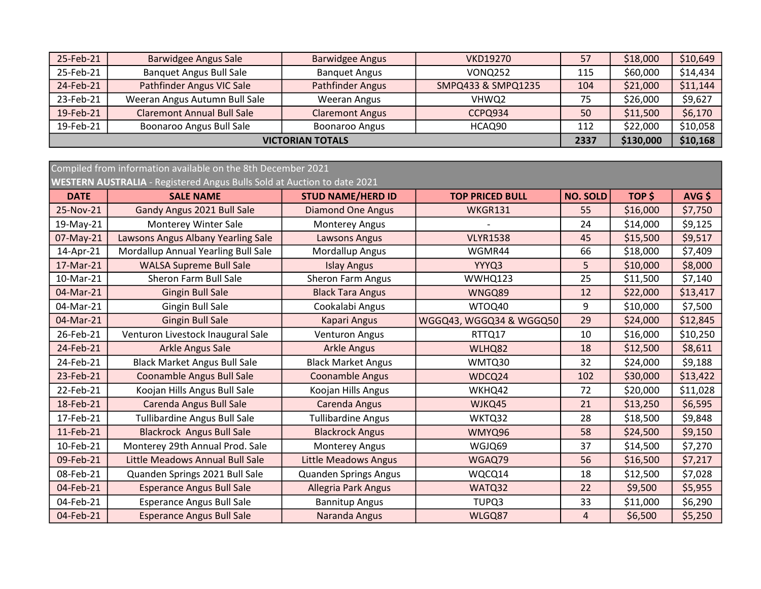| | | | | | | |
|---|---|---|---|---|---|---|
| 25-Feb-21 | Barwidgee Angus Sale | Barwidgee Angus | VKD19270 | 57 | $18,000 | $10,649 |
| 25-Feb-21 | Banquet Angus Bull Sale | Banquet Angus | VONQ252 | 115 | $60,000 | $14,434 |
| 24-Feb-21 | Pathfinder Angus VIC Sale | Pathfinder Angus | SMPQ433 & SMPQ1235 | 104 | $21,000 | $11,144 |
| 23-Feb-21 | Weeran Angus Autumn Bull Sale | Weeran Angus | VHWQ2 | 75 | $26,000 | $9,627 |
| 19-Feb-21 | Claremont Annual Bull Sale | Claremont Angus | CCPQ934 | 50 | $11,500 | $6,170 |
| 19-Feb-21 | Boonaroo Angus Bull Sale | Boonaroo Angus | HCAQ90 | 112 | $22,000 | $10,058 |
| **VICTORIAN TOTALS** | | | | **2337** | **$130,000** | **$10,168** |

Compiled from information available on the 8th December 2021

**WESTERN AUSTRALIA** - Registered Angus Bulls Sold at Auction to date 2021

| DATE | SALE NAME | STUD NAME/HERD ID | TOP PRICED BULL | NO. SOLD | TOP $ | AVG $ |
|---|---|---|---|---|---|---|
| 25-Nov-21 | Gandy Angus 2021 Bull Sale | Diamond One Angus | WKGR131 | 55 | $16,000 | $7,750 |
| 19-May-21 | Monterey Winter Sale | Monterey Angus | - | 24 | $14,000 | $9,125 |
| 07-May-21 | Lawsons Angus Albany Yearling Sale | Lawsons Angus | VLYR1538 | 45 | $15,500 | $9,517 |
| 14-Apr-21 | Mordallup Annual Yearling Bull Sale | Mordallup Angus | WGMR44 | 66 | $18,000 | $7,409 |
| 17-Mar-21 | WALSA Supreme Bull Sale | Islay Angus | YYYQ3 | 5 | $10,000 | $8,000 |
| 10-Mar-21 | Sheron Farm Bull Sale | Sheron Farm Angus | WWHQ123 | 25 | $11,500 | $7,140 |
| 04-Mar-21 | Gingin Bull Sale | Black Tara Angus | WNGQ89 | 12 | $22,000 | $13,417 |
| 04-Mar-21 | Gingin Bull Sale | Cookalabi Angus | WTOQ40 | 9 | $10,000 | $7,500 |
| 04-Mar-21 | Gingin Bull Sale | Kapari Angus | WGGQ43, WGGQ34 & WGGQ50 | 29 | $24,000 | $12,845 |
| 26-Feb-21 | Venturon Livestock Inaugural Sale | Venturon Angus | RTTQ17 | 10 | $16,000 | $10,250 |
| 24-Feb-21 | Arkle Angus Sale | Arkle Angus | WLHQ82 | 18 | $12,500 | $8,611 |
| 24-Feb-21 | Black Market Angus Bull Sale | Black Market Angus | WMTQ30 | 32 | $24,000 | $9,188 |
| 23-Feb-21 | Coonamble Angus Bull Sale | Coonamble Angus | WDCQ24 | 102 | $30,000 | $13,422 |
| 22-Feb-21 | Koojan Hills Angus Bull Sale | Koojan Hills Angus | WKHQ42 | 72 | $20,000 | $11,028 |
| 18-Feb-21 | Carenda Angus Bull Sale | Carenda Angus | WJKQ45 | 21 | $13,250 | $6,595 |
| 17-Feb-21 | Tullibardine Angus Bull Sale | Tullibardine Angus | WKTQ32 | 28 | $18,500 | $9,848 |
| 11-Feb-21 | Blackrock Angus Bull Sale | Blackrock Angus | WMYQ96 | 58 | $24,500 | $9,150 |
| 10-Feb-21 | Monterey 29th Annual Prod. Sale | Monterey Angus | WGJQ69 | 37 | $14,500 | $7,270 |
| 09-Feb-21 | Little Meadows Annual Bull Sale | Little Meadows Angus | WGAQ79 | 56 | $16,500 | $7,217 |
| 08-Feb-21 | Quanden Springs 2021 Bull Sale | Quanden Springs Angus | WQCQ14 | 18 | $12,500 | $7,028 |
| 04-Feb-21 | Esperance Angus Bull Sale | Allegria Park Angus | WATQ32 | 22 | $9,500 | $5,955 |
| 04-Feb-21 | Esperance Angus Bull Sale | Bannitup Angus | TUPQ3 | 33 | $11,000 | $6,290 |
| 04-Feb-21 | Esperance Angus Bull Sale | Naranda Angus | WLGQ87 | 4 | $6,500 | $5,250 |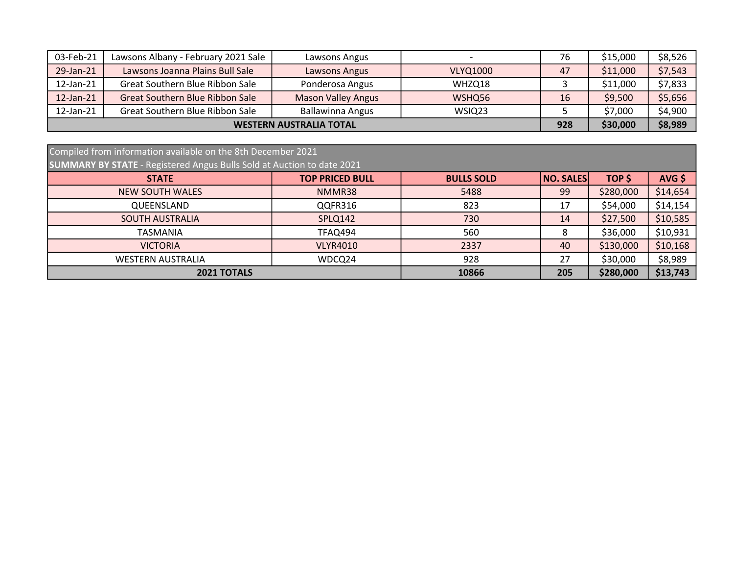| | | | | | | |
|---|---|---|---|---|---|---|
| 03-Feb-21 | Lawsons Albany - February 2021 Sale | Lawsons Angus | - | 76 | $15,000 | $8,526 |
| 29-Jan-21 | Lawsons Joanna Plains Bull Sale | Lawsons Angus | VLYQ1000 | 47 | $11,000 | $7,543 |
| 12-Jan-21 | Great Southern Blue Ribbon Sale | Ponderosa Angus | WHZQ18 | 3 | $11,000 | $7,833 |
| 12-Jan-21 | Great Southern Blue Ribbon Sale | Mason Valley Angus | WSHQ56 | 16 | $9,500 | $5,656 |
| 12-Jan-21 | Great Southern Blue Ribbon Sale | Ballawinna Angus | WSIQ23 | 5 | $7,000 | $4,900 |
| **WESTERN AUSTRALIA TOTAL** | | | | **928** | **$30,000** | **$8,989** |

Compiled from information available on the 8th December 2021

**SUMMARY BY STATE** - Registered Angus Bulls Sold at Auction to date 2021

| STATE | TOP PRICED BULL | BULLS SOLD | NO. SALES | TOP $ | AVG $ |
|---|---|---|---|---|---|
| NEW SOUTH WALES | NMMR38 | 5488 | 99 | $280,000 | $14,654 |
| QUEENSLAND | QQFR316 | 823 | 17 | $54,000 | $14,154 |
| SOUTH AUSTRALIA | SPLQ142 | 730 | 14 | $27,500 | $10,585 |
| TASMANIA | TFAQ494 | 560 | 8 | $36,000 | $10,931 |
| VICTORIA | VLYR4010 | 2337 | 40 | $130,000 | $10,168 |
| WESTERN AUSTRALIA | WDCQ24 | 928 | 27 | $30,000 | $8,989 |
| **2021 TOTALS** | | **10866** | **205** | **$280,000** | **$13,743** |